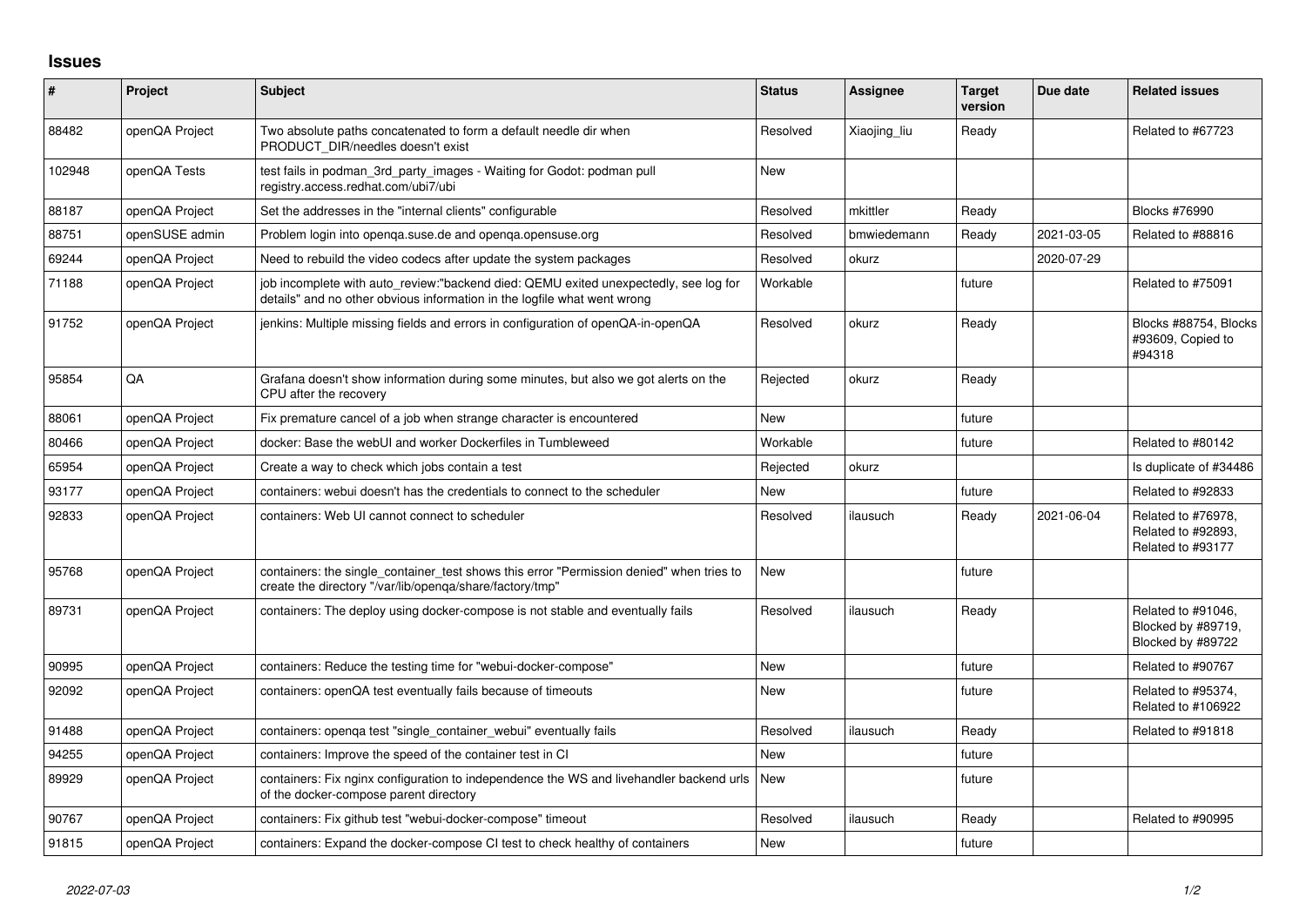## Issues

| # | Project | Subject | Status | Assignee | Target version | Due date | Related issues |
|---|---|---|---|---|---|---|---|
| 88482 | openQA Project | Two absolute paths concatenated to form a default needle dir when PRODUCT_DIR/needles doesn't exist | Resolved | Xiaojing_liu | Ready | | Related to #67723 |
| 102948 | openQA Tests | test fails in podman_3rd_party_images - Waiting for Godot: podman pull registry.access.redhat.com/ubi7/ubi | New | | | | |
| 88187 | openQA Project | Set the addresses in the "internal clients" configurable | Resolved | mkittler | Ready | | Blocks #76990 |
| 88751 | openSUSE admin | Problem login into openqa.suse.de and openqa.opensuse.org | Resolved | bmwiedemann | Ready | 2021-03-05 | Related to #88816 |
| 69244 | openQA Project | Need to rebuild the video codecs after update the system packages | Resolved | okurz | | 2020-07-29 | |
| 71188 | openQA Project | job incomplete with auto_review:"backend died: QEMU exited unexpectedly, see log for details" and no other obvious information in the logfile what went wrong | Workable | | future | | Related to #75091 |
| 91752 | openQA Project | jenkins: Multiple missing fields and errors in configuration of openQA-in-openQA | Resolved | okurz | Ready | | Blocks #88754, Blocks #93609, Copied to #94318 |
| 95854 | QA | Grafana doesn't show information during some minutes, but also we got alerts on the CPU after the recovery | Rejected | okurz | Ready | | |
| 88061 | openQA Project | Fix premature cancel of a job when strange character is encountered | New | | future | | |
| 80466 | openQA Project | docker: Base the webUI and worker Dockerfiles in Tumbleweed | Workable | | future | | Related to #80142 |
| 65954 | openQA Project | Create a way to check which jobs contain a test | Rejected | okurz | | | Is duplicate of #34486 |
| 93177 | openQA Project | containers: webui doesn't has the credentials to connect to the scheduler | New | | future | | Related to #92833 |
| 92833 | openQA Project | containers: Web UI cannot connect to scheduler | Resolved | ilausuch | Ready | 2021-06-04 | Related to #76978, Related to #92893, Related to #93177 |
| 95768 | openQA Project | containers: the single_container_test shows this error "Permission denied" when tries to create the directory "/var/lib/openqa/share/factory/tmp" | New | | future | | |
| 89731 | openQA Project | containers: The deploy using docker-compose is not stable and eventually fails | Resolved | ilausuch | Ready | | Related to #91046, Blocked by #89719, Blocked by #89722 |
| 90995 | openQA Project | containers: Reduce the testing time for "webui-docker-compose" | New | | future | | Related to #90767 |
| 92092 | openQA Project | containers: openQA test eventually fails because of timeouts | New | | future | | Related to #95374, Related to #106922 |
| 91488 | openQA Project | containers: openqa test "single_container_webui" eventually fails | Resolved | ilausuch | Ready | | Related to #91818 |
| 94255 | openQA Project | containers: Improve the speed of the container test in CI | New | | future | | |
| 89929 | openQA Project | containers: Fix nginx configuration to independence the WS and livehandler backend urls of the docker-compose parent directory | New | | future | | |
| 90767 | openQA Project | containers: Fix github test "webui-docker-compose" timeout | Resolved | ilausuch | Ready | | Related to #90995 |
| 91815 | openQA Project | containers: Expand the docker-compose CI test to check healthy of containers | New | | future | | |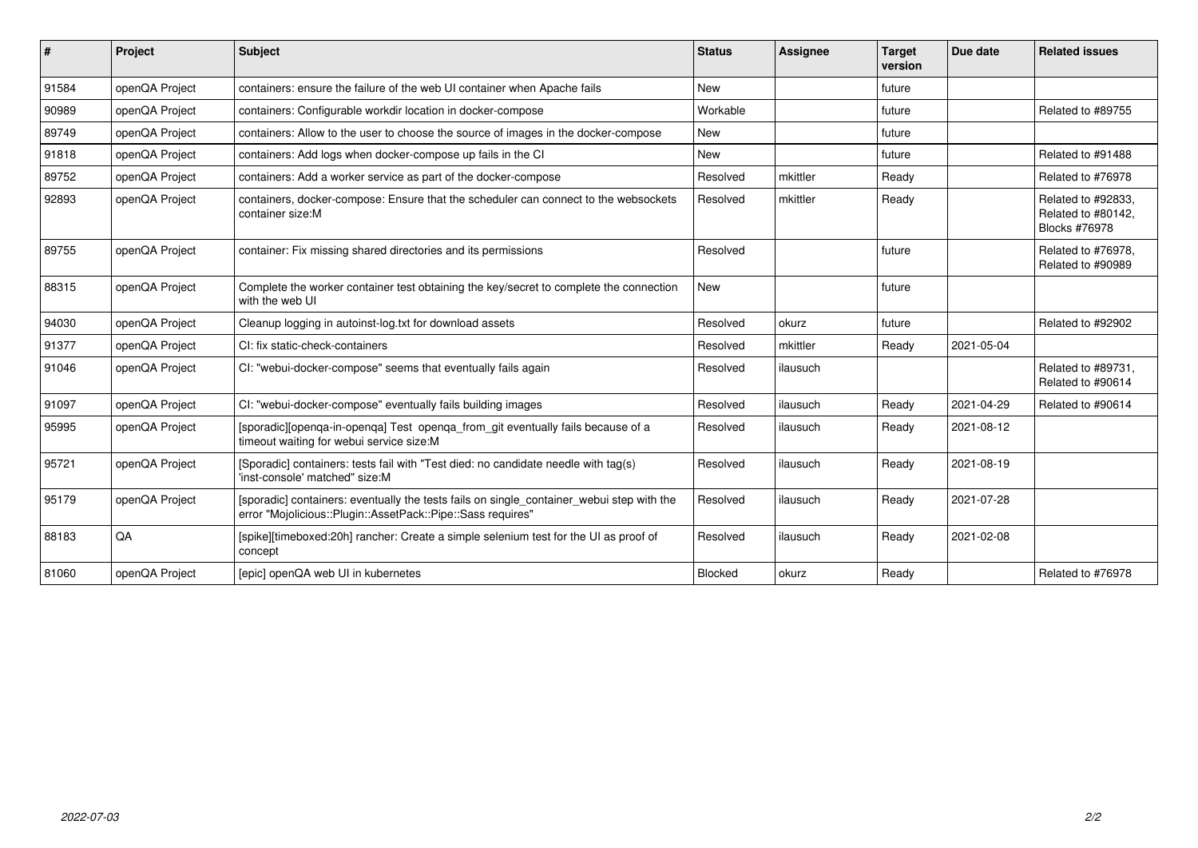| # | Project | Subject | Status | Assignee | Target version | Due date | Related issues |
|---|---|---|---|---|---|---|---|
| 91584 | openQA Project | containers: ensure the failure of the web UI container when Apache fails | New | | future | | |
| 90989 | openQA Project | containers: Configurable workdir location in docker-compose | Workable | | future | | Related to #89755 |
| 89749 | openQA Project | containers: Allow to the user to choose the source of images in the docker-compose | New | | future | | |
| 91818 | openQA Project | containers: Add logs when docker-compose up fails in the CI | New | | future | | Related to #91488 |
| 89752 | openQA Project | containers: Add a worker service as part of the docker-compose | Resolved | mkittler | Ready | | Related to #76978 |
| 92893 | openQA Project | containers, docker-compose: Ensure that the scheduler can connect to the websockets container size:M | Resolved | mkittler | Ready | | Related to #92833, Related to #80142, Blocks #76978 |
| 89755 | openQA Project | container: Fix missing shared directories and its permissions | Resolved | | future | | Related to #76978, Related to #90989 |
| 88315 | openQA Project | Complete the worker container test obtaining the key/secret to complete the connection with the web UI | New | | future | | |
| 94030 | openQA Project | Cleanup logging in autoinst-log.txt for download assets | Resolved | okurz | future | | Related to #92902 |
| 91377 | openQA Project | CI: fix static-check-containers | Resolved | mkittler | Ready | 2021-05-04 | |
| 91046 | openQA Project | CI: "webui-docker-compose" seems that eventually fails again | Resolved | ilausuch | | | Related to #89731, Related to #90614 |
| 91097 | openQA Project | CI: "webui-docker-compose" eventually fails building images | Resolved | ilausuch | Ready | 2021-04-29 | Related to #90614 |
| 95995 | openQA Project | [sporadic][openqa-in-openqa] Test openqa_from_git eventually fails because of a timeout waiting for webui service size:M | Resolved | ilausuch | Ready | 2021-08-12 | |
| 95721 | openQA Project | [Sporadic] containers: tests fail with "Test died: no candidate needle with tag(s) 'inst-console' matched" size:M | Resolved | ilausuch | Ready | 2021-08-19 | |
| 95179 | openQA Project | [sporadic] containers: eventually the tests fails on single_container_webui step with the error "Mojolicious::Plugin::AssetPack::Pipe::Sass requires" | Resolved | ilausuch | Ready | 2021-07-28 | |
| 88183 | QA | [spike][timeboxed:20h] rancher: Create a simple selenium test for the UI as proof of concept | Resolved | ilausuch | Ready | 2021-02-08 | |
| 81060 | openQA Project | [epic] openQA web UI in kubernetes | Blocked | okurz | Ready | | Related to #76978 |